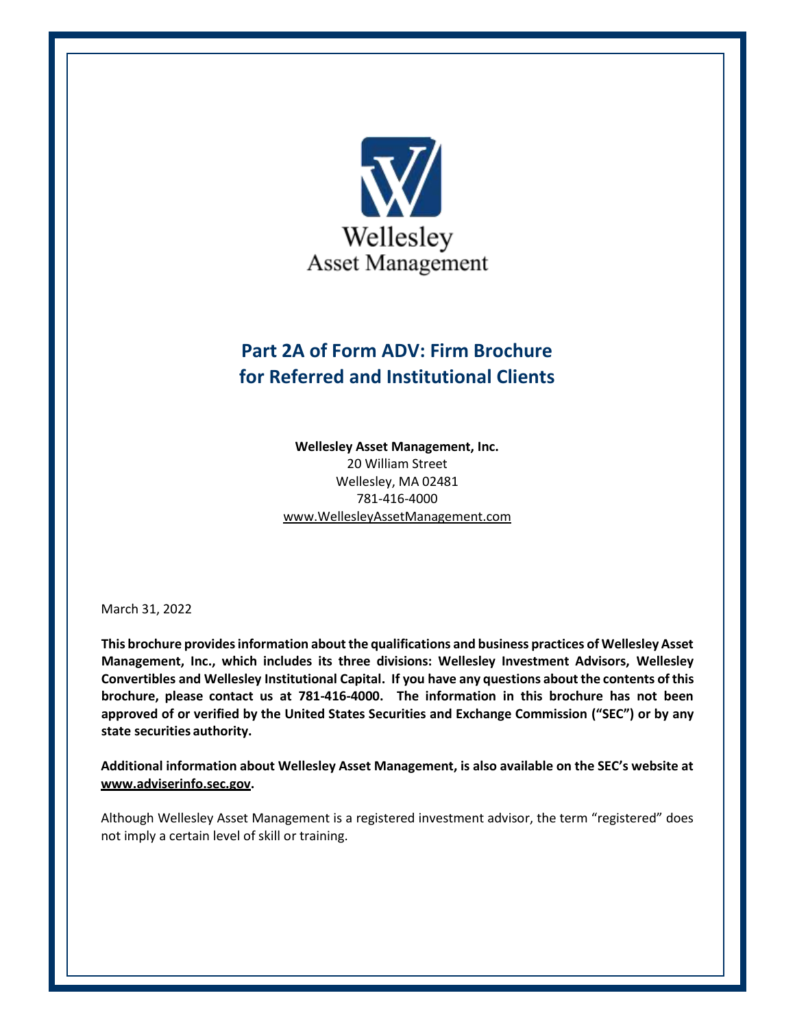Wellesley
Asset Management

# Part 2A of Form ADV: Firm Brochure for Referred and Institutional Clients

**Wellesley Asset Management, Inc.**
20 William Street
Wellesley, MA 02481
781-416-4000
www.WellesleyAssetManagement.com

March 31, 2022

**This brochure provides information about the qualifications and business practices of Wellesley Asset Management, Inc., which includes its three divisions: Wellesley Investment Advisors, Wellesley Convertibles and Wellesley Institutional Capital. If you have any questions about the contents of this brochure, please contact us at 781-416-4000. The information in this brochure has not been approved of or verified by the United States Securities and Exchange Commission ("SEC") or by any state securities authority.**

**Additional information about Wellesley Asset Management, is also available on the SEC's website at www.adviserinfo.sec.gov.**

Although Wellesley Asset Management is a registered investment advisor, the term "registered" does not imply a certain level of skill or training.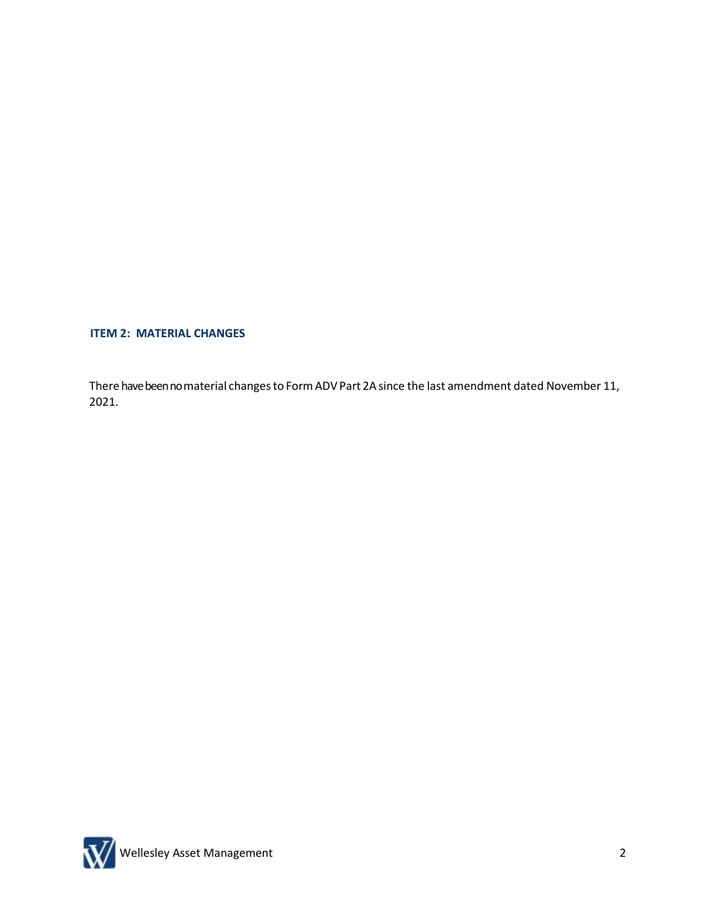## ITEM 2: MATERIAL CHANGES

There have been no material changes to Form ADV Part 2A since the last amendment dated November 11, 2021.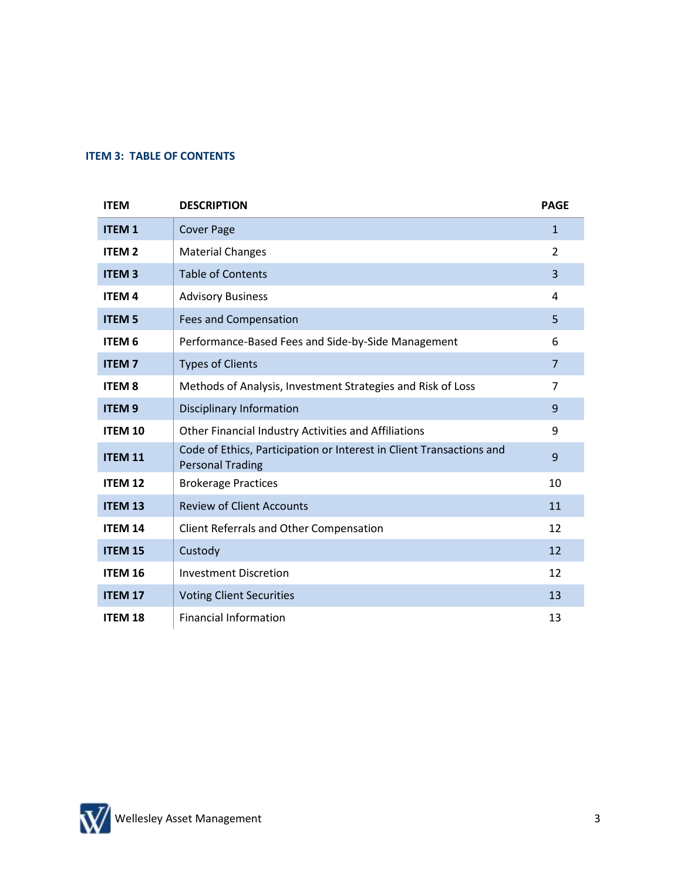## ITEM 3: TABLE OF CONTENTS

| ITEM | DESCRIPTION | PAGE |
|---|---|---|
| **ITEM 1** | Cover Page | 1 |
| **ITEM 2** | Material Changes | 2 |
| **ITEM 3** | Table of Contents | 3 |
| **ITEM 4** | Advisory Business | 4 |
| **ITEM 5** | Fees and Compensation | 5 |
| **ITEM 6** | Performance-Based Fees and Side-by-Side Management | 6 |
| **ITEM 7** | Types of Clients | 7 |
| **ITEM 8** | Methods of Analysis, Investment Strategies and Risk of Loss | 7 |
| **ITEM 9** | Disciplinary Information | 9 |
| **ITEM 10** | Other Financial Industry Activities and Affiliations | 9 |
| **ITEM 11** | Code of Ethics, Participation or Interest in Client Transactions and Personal Trading | 9 |
| **ITEM 12** | Brokerage Practices | 10 |
| **ITEM 13** | Review of Client Accounts | 11 |
| **ITEM 14** | Client Referrals and Other Compensation | 12 |
| **ITEM 15** | Custody | 12 |
| **ITEM 16** | Investment Discretion | 12 |
| **ITEM 17** | Voting Client Securities | 13 |
| **ITEM 18** | Financial Information | 13 |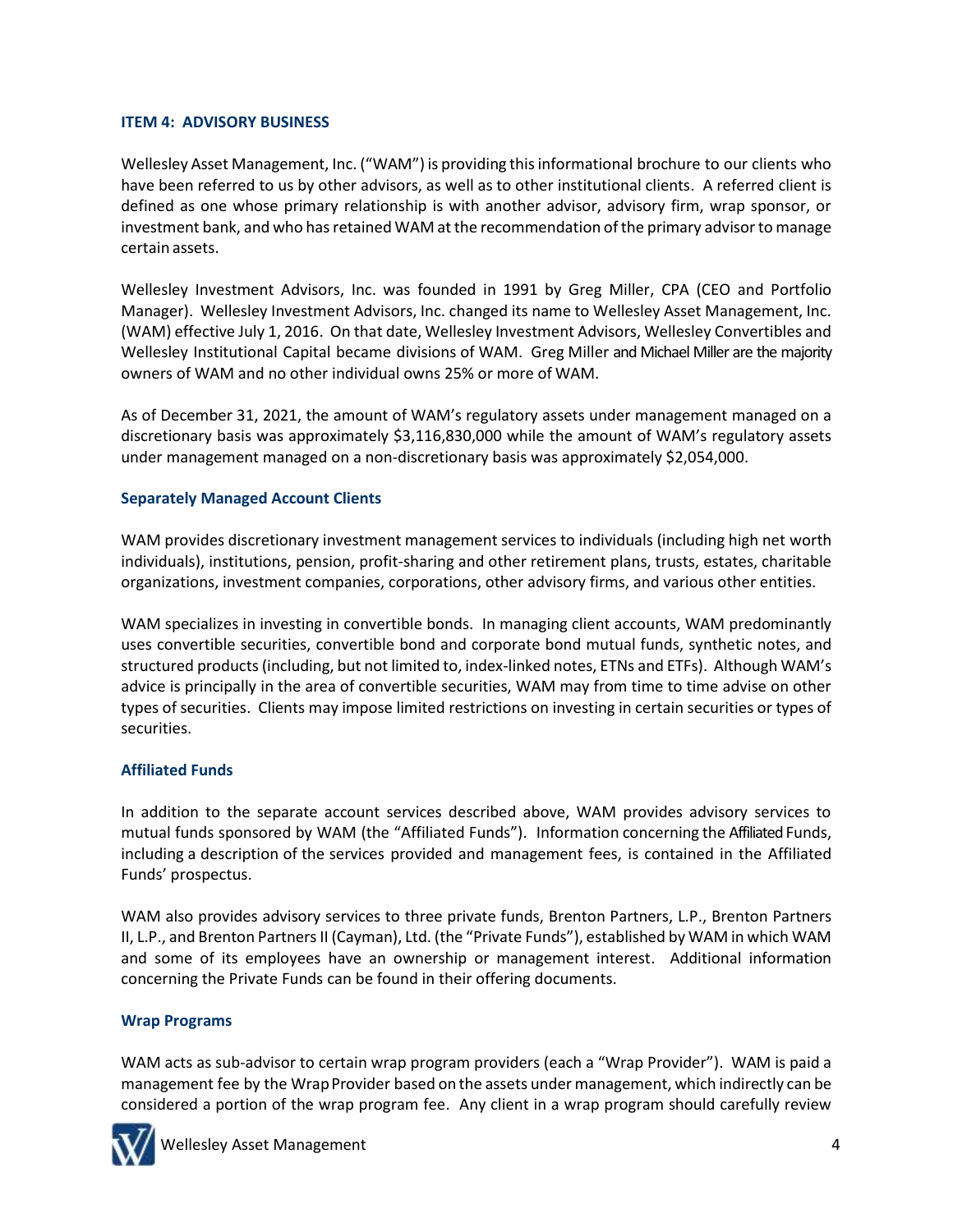## ITEM 4: ADVISORY BUSINESS

Wellesley Asset Management, Inc. ("WAM") is providing this informational brochure to our clients who have been referred to us by other advisors, as well as to other institutional clients. A referred client is defined as one whose primary relationship is with another advisor, advisory firm, wrap sponsor, or investment bank, and who has retained WAM at the recommendation of the primary advisor to manage certain assets.

Wellesley Investment Advisors, Inc. was founded in 1991 by Greg Miller, CPA (CEO and Portfolio Manager). Wellesley Investment Advisors, Inc. changed its name to Wellesley Asset Management, Inc. (WAM) effective July 1, 2016. On that date, Wellesley Investment Advisors, Wellesley Convertibles and Wellesley Institutional Capital became divisions of WAM. Greg Miller and Michael Miller are the majority owners of WAM and no other individual owns 25% or more of WAM.

As of December 31, 2021, the amount of WAM's regulatory assets under management managed on a discretionary basis was approximately $3,116,830,000 while the amount of WAM's regulatory assets under management managed on a non-discretionary basis was approximately $2,054,000.

### Separately Managed Account Clients

WAM provides discretionary investment management services to individuals (including high net worth individuals), institutions, pension, profit-sharing and other retirement plans, trusts, estates, charitable organizations, investment companies, corporations, other advisory firms, and various other entities.

WAM specializes in investing in convertible bonds. In managing client accounts, WAM predominantly uses convertible securities, convertible bond and corporate bond mutual funds, synthetic notes, and structured products (including, but not limited to, index-linked notes, ETNs and ETFs). Although WAM's advice is principally in the area of convertible securities, WAM may from time to time advise on other types of securities. Clients may impose limited restrictions on investing in certain securities or types of securities.

### Affiliated Funds

In addition to the separate account services described above, WAM provides advisory services to mutual funds sponsored by WAM (the "Affiliated Funds"). Information concerning the Affiliated Funds, including a description of the services provided and management fees, is contained in the Affiliated Funds' prospectus.

WAM also provides advisory services to three private funds, Brenton Partners, L.P., Brenton Partners II, L.P., and Brenton Partners II (Cayman), Ltd. (the "Private Funds"), established by WAM in which WAM and some of its employees have an ownership or management interest. Additional information concerning the Private Funds can be found in their offering documents.

### Wrap Programs

WAM acts as sub-advisor to certain wrap program providers (each a "Wrap Provider"). WAM is paid a management fee by the Wrap Provider based on the assets under management, which indirectly can be considered a portion of the wrap program fee. Any client in a wrap program should carefully review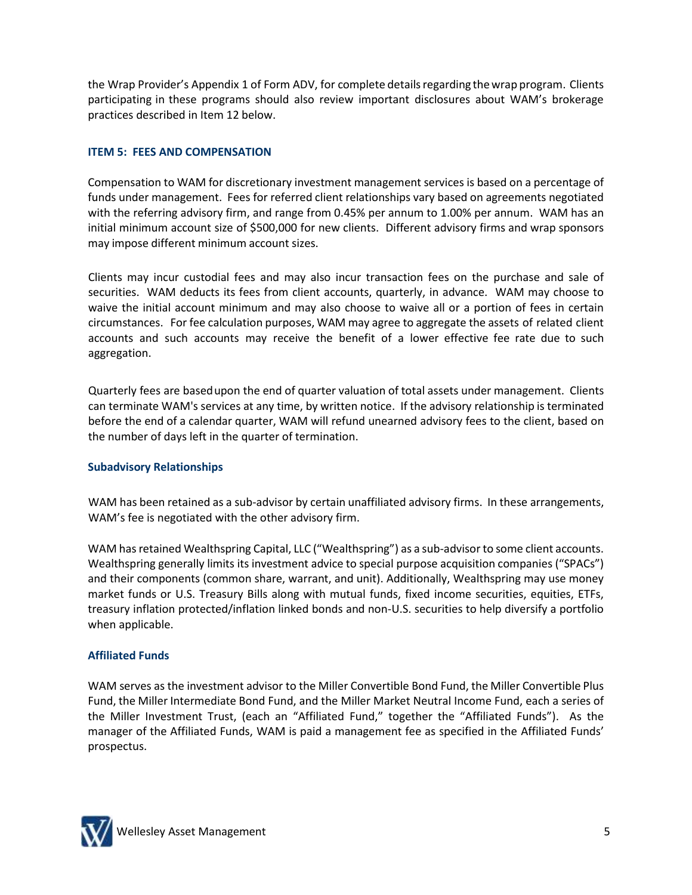the Wrap Provider's Appendix 1 of Form ADV, for complete details regarding the wrap program. Clients participating in these programs should also review important disclosures about WAM's brokerage practices described in Item 12 below.

## ITEM 5: FEES AND COMPENSATION

Compensation to WAM for discretionary investment management services is based on a percentage of funds under management. Fees for referred client relationships vary based on agreements negotiated with the referring advisory firm, and range from 0.45% per annum to 1.00% per annum. WAM has an initial minimum account size of $500,000 for new clients. Different advisory firms and wrap sponsors may impose different minimum account sizes.

Clients may incur custodial fees and may also incur transaction fees on the purchase and sale of securities. WAM deducts its fees from client accounts, quarterly, in advance. WAM may choose to waive the initial account minimum and may also choose to waive all or a portion of fees in certain circumstances. For fee calculation purposes, WAM may agree to aggregate the assets of related client accounts and such accounts may receive the benefit of a lower effective fee rate due to such aggregation.

Quarterly fees are based upon the end of quarter valuation of total assets under management. Clients can terminate WAM's services at any time, by written notice. If the advisory relationship is terminated before the end of a calendar quarter, WAM will refund unearned advisory fees to the client, based on the number of days left in the quarter of termination.

### Subadvisory Relationships

WAM has been retained as a sub-advisor by certain unaffiliated advisory firms. In these arrangements, WAM's fee is negotiated with the other advisory firm.

WAM has retained Wealthspring Capital, LLC ("Wealthspring") as a sub-advisor to some client accounts. Wealthspring generally limits its investment advice to special purpose acquisition companies ("SPACs") and their components (common share, warrant, and unit). Additionally, Wealthspring may use money market funds or U.S. Treasury Bills along with mutual funds, fixed income securities, equities, ETFs, treasury inflation protected/inflation linked bonds and non-U.S. securities to help diversify a portfolio when applicable.

### Affiliated Funds

WAM serves as the investment advisor to the Miller Convertible Bond Fund, the Miller Convertible Plus Fund, the Miller Intermediate Bond Fund, and the Miller Market Neutral Income Fund, each a series of the Miller Investment Trust, (each an "Affiliated Fund," together the "Affiliated Funds"). As the manager of the Affiliated Funds, WAM is paid a management fee as specified in the Affiliated Funds' prospectus.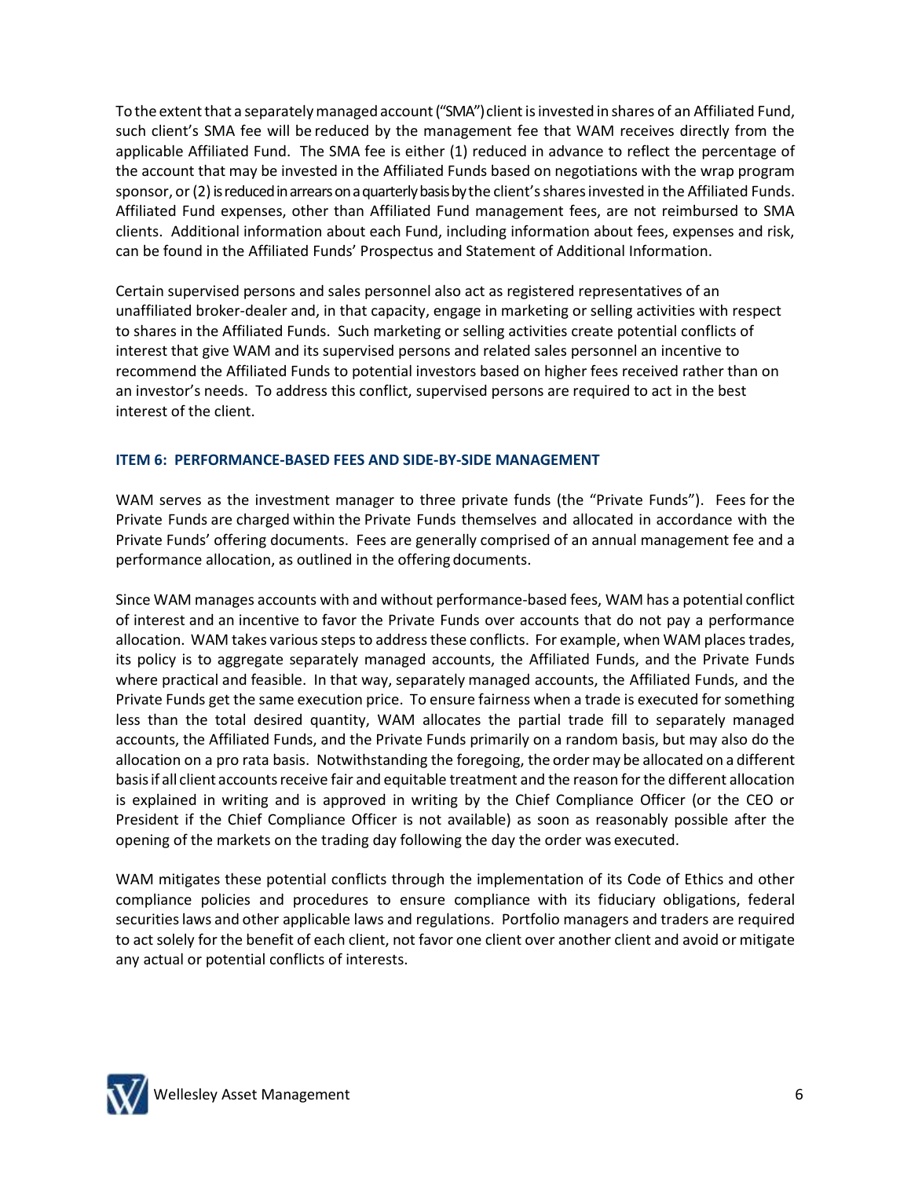To the extent that a separately managed account ("SMA") client is invested in shares of an Affiliated Fund, such client's SMA fee will be reduced by the management fee that WAM receives directly from the applicable Affiliated Fund. The SMA fee is either (1) reduced in advance to reflect the percentage of the account that may be invested in the Affiliated Funds based on negotiations with the wrap program sponsor, or (2) is reduced in arrears on a quarterly basis by the client's shares invested in the Affiliated Funds. Affiliated Fund expenses, other than Affiliated Fund management fees, are not reimbursed to SMA clients. Additional information about each Fund, including information about fees, expenses and risk, can be found in the Affiliated Funds' Prospectus and Statement of Additional Information.

Certain supervised persons and sales personnel also act as registered representatives of an unaffiliated broker-dealer and, in that capacity, engage in marketing or selling activities with respect to shares in the Affiliated Funds. Such marketing or selling activities create potential conflicts of interest that give WAM and its supervised persons and related sales personnel an incentive to recommend the Affiliated Funds to potential investors based on higher fees received rather than on an investor's needs. To address this conflict, supervised persons are required to act in the best interest of the client.

## ITEM 6: PERFORMANCE-BASED FEES AND SIDE-BY-SIDE MANAGEMENT

WAM serves as the investment manager to three private funds (the "Private Funds"). Fees for the Private Funds are charged within the Private Funds themselves and allocated in accordance with the Private Funds' offering documents. Fees are generally comprised of an annual management fee and a performance allocation, as outlined in the offering documents.

Since WAM manages accounts with and without performance-based fees, WAM has a potential conflict of interest and an incentive to favor the Private Funds over accounts that do not pay a performance allocation. WAM takes various steps to address these conflicts. For example, when WAM places trades, its policy is to aggregate separately managed accounts, the Affiliated Funds, and the Private Funds where practical and feasible. In that way, separately managed accounts, the Affiliated Funds, and the Private Funds get the same execution price. To ensure fairness when a trade is executed for something less than the total desired quantity, WAM allocates the partial trade fill to separately managed accounts, the Affiliated Funds, and the Private Funds primarily on a random basis, but may also do the allocation on a pro rata basis. Notwithstanding the foregoing, the order may be allocated on a different basis if all client accounts receive fair and equitable treatment and the reason for the different allocation is explained in writing and is approved in writing by the Chief Compliance Officer (or the CEO or President if the Chief Compliance Officer is not available) as soon as reasonably possible after the opening of the markets on the trading day following the day the order was executed.

WAM mitigates these potential conflicts through the implementation of its Code of Ethics and other compliance policies and procedures to ensure compliance with its fiduciary obligations, federal securities laws and other applicable laws and regulations. Portfolio managers and traders are required to act solely for the benefit of each client, not favor one client over another client and avoid or mitigate any actual or potential conflicts of interests.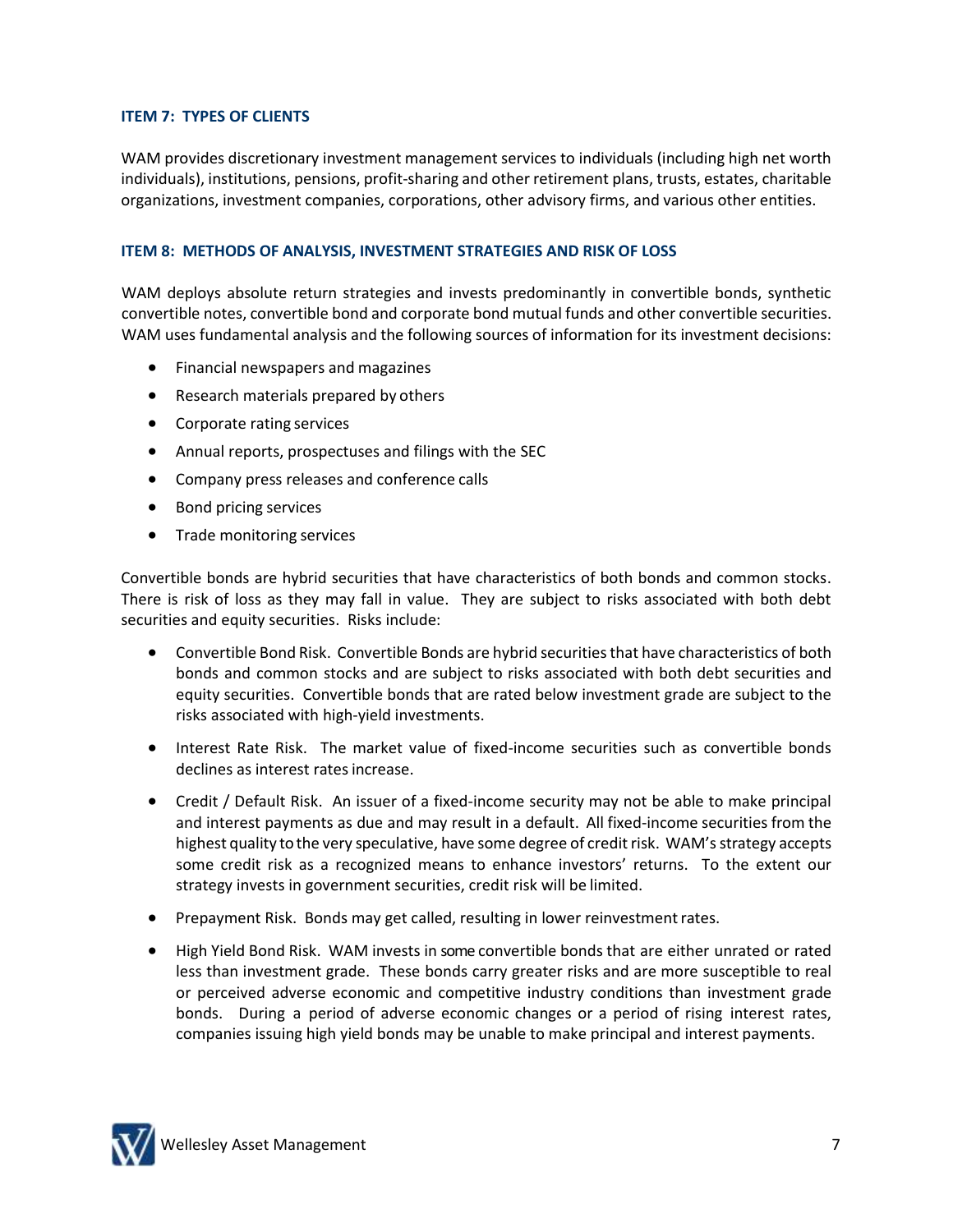## ITEM 7: TYPES OF CLIENTS

WAM provides discretionary investment management services to individuals (including high net worth individuals), institutions, pensions, profit-sharing and other retirement plans, trusts, estates, charitable organizations, investment companies, corporations, other advisory firms, and various other entities.

## ITEM 8: METHODS OF ANALYSIS, INVESTMENT STRATEGIES AND RISK OF LOSS

WAM deploys absolute return strategies and invests predominantly in convertible bonds, synthetic convertible notes, convertible bond and corporate bond mutual funds and other convertible securities. WAM uses fundamental analysis and the following sources of information for its investment decisions:

- Financial newspapers and magazines
- Research materials prepared by others
- Corporate rating services
- Annual reports, prospectuses and filings with the SEC
- Company press releases and conference calls
- Bond pricing services
- Trade monitoring services

Convertible bonds are hybrid securities that have characteristics of both bonds and common stocks. There is risk of loss as they may fall in value. They are subject to risks associated with both debt securities and equity securities. Risks include:

- Convertible Bond Risk. Convertible Bonds are hybrid securities that have characteristics of both bonds and common stocks and are subject to risks associated with both debt securities and equity securities. Convertible bonds that are rated below investment grade are subject to the risks associated with high-yield investments.
- Interest Rate Risk. The market value of fixed-income securities such as convertible bonds declines as interest rates increase.
- Credit / Default Risk. An issuer of a fixed-income security may not be able to make principal and interest payments as due and may result in a default. All fixed-income securities from the highest quality to the very speculative, have some degree of credit risk. WAM's strategy accepts some credit risk as a recognized means to enhance investors' returns. To the extent our strategy invests in government securities, credit risk will be limited.
- Prepayment Risk. Bonds may get called, resulting in lower reinvestment rates.
- High Yield Bond Risk. WAM invests in some convertible bonds that are either unrated or rated less than investment grade. These bonds carry greater risks and are more susceptible to real or perceived adverse economic and competitive industry conditions than investment grade bonds. During a period of adverse economic changes or a period of rising interest rates, companies issuing high yield bonds may be unable to make principal and interest payments.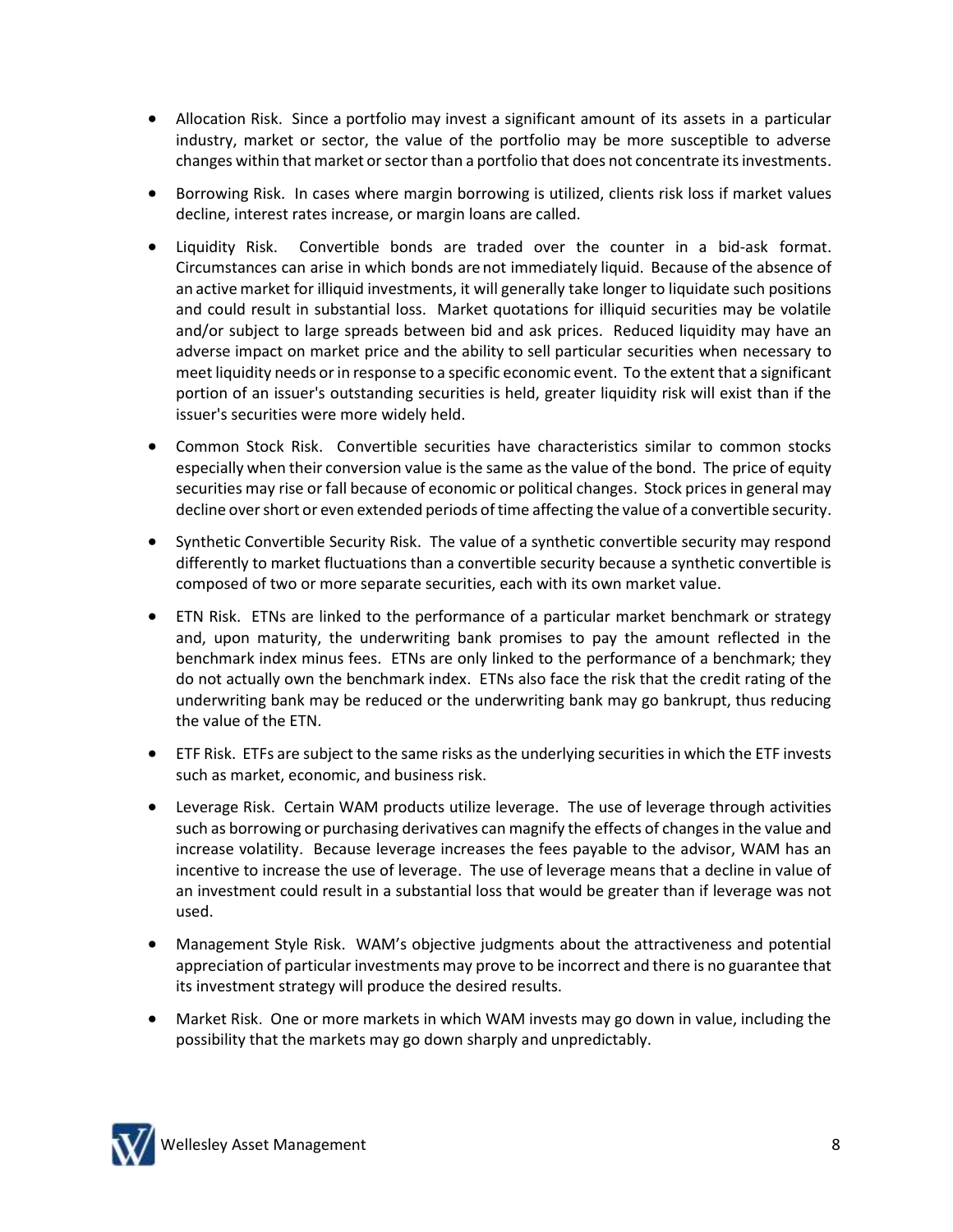- Allocation Risk. Since a portfolio may invest a significant amount of its assets in a particular industry, market or sector, the value of the portfolio may be more susceptible to adverse changes within that market or sector than a portfolio that does not concentrate its investments.

- Borrowing Risk. In cases where margin borrowing is utilized, clients risk loss if market values decline, interest rates increase, or margin loans are called.

- Liquidity Risk. Convertible bonds are traded over the counter in a bid-ask format. Circumstances can arise in which bonds are not immediately liquid. Because of the absence of an active market for illiquid investments, it will generally take longer to liquidate such positions and could result in substantial loss. Market quotations for illiquid securities may be volatile and/or subject to large spreads between bid and ask prices. Reduced liquidity may have an adverse impact on market price and the ability to sell particular securities when necessary to meet liquidity needs or in response to a specific economic event. To the extent that a significant portion of an issuer's outstanding securities is held, greater liquidity risk will exist than if the issuer's securities were more widely held.

- Common Stock Risk. Convertible securities have characteristics similar to common stocks especially when their conversion value is the same as the value of the bond. The price of equity securities may rise or fall because of economic or political changes. Stock prices in general may decline over short or even extended periods of time affecting the value of a convertible security.

- Synthetic Convertible Security Risk. The value of a synthetic convertible security may respond differently to market fluctuations than a convertible security because a synthetic convertible is composed of two or more separate securities, each with its own market value.

- ETN Risk. ETNs are linked to the performance of a particular market benchmark or strategy and, upon maturity, the underwriting bank promises to pay the amount reflected in the benchmark index minus fees. ETNs are only linked to the performance of a benchmark; they do not actually own the benchmark index. ETNs also face the risk that the credit rating of the underwriting bank may be reduced or the underwriting bank may go bankrupt, thus reducing the value of the ETN.

- ETF Risk. ETFs are subject to the same risks as the underlying securities in which the ETF invests such as market, economic, and business risk.

- Leverage Risk. Certain WAM products utilize leverage. The use of leverage through activities such as borrowing or purchasing derivatives can magnify the effects of changes in the value and increase volatility. Because leverage increases the fees payable to the advisor, WAM has an incentive to increase the use of leverage. The use of leverage means that a decline in value of an investment could result in a substantial loss that would be greater than if leverage was not used.

- Management Style Risk. WAM's objective judgments about the attractiveness and potential appreciation of particular investments may prove to be incorrect and there is no guarantee that its investment strategy will produce the desired results.

- Market Risk. One or more markets in which WAM invests may go down in value, including the possibility that the markets may go down sharply and unpredictably.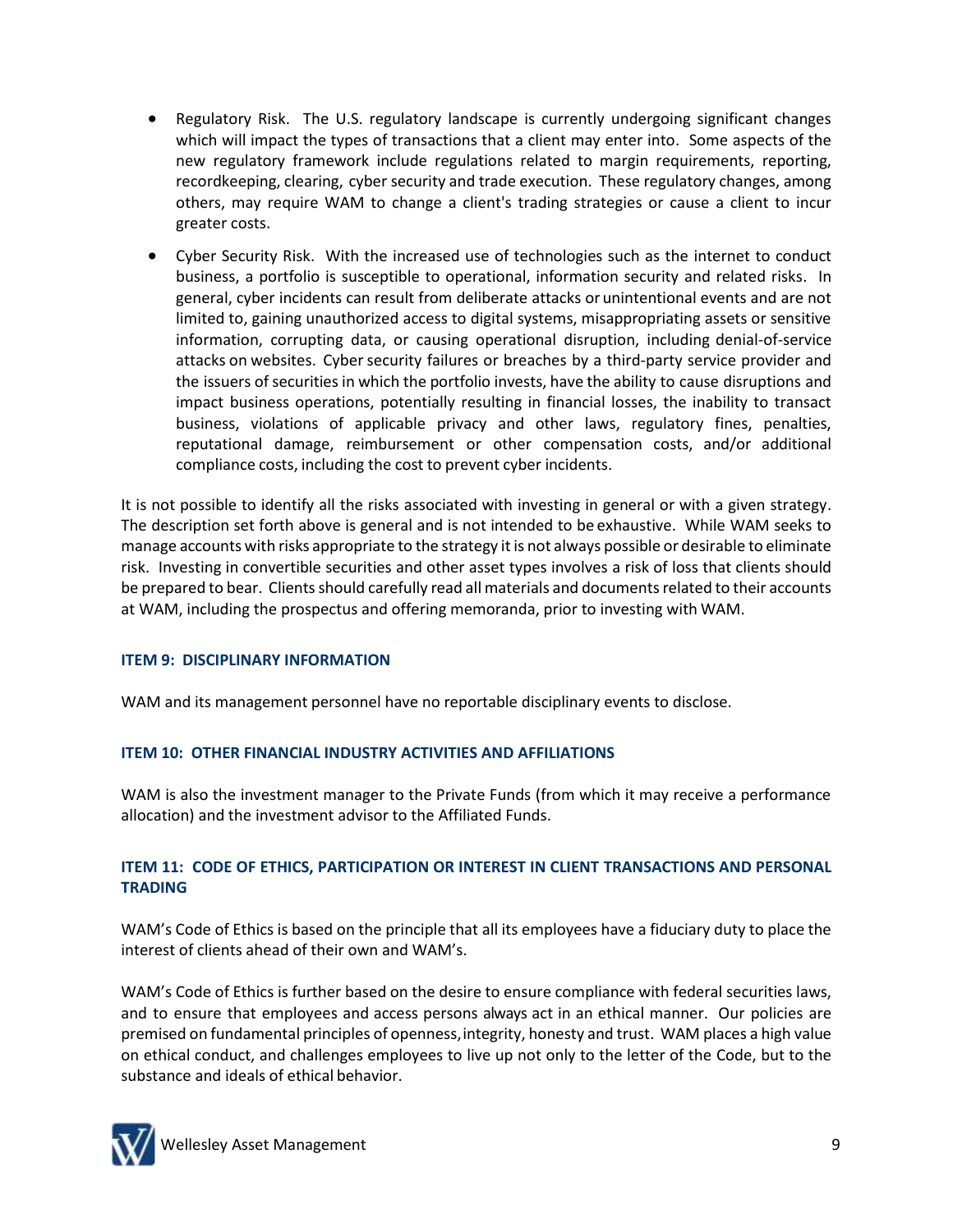- Regulatory Risk. The U.S. regulatory landscape is currently undergoing significant changes which will impact the types of transactions that a client may enter into. Some aspects of the new regulatory framework include regulations related to margin requirements, reporting, recordkeeping, clearing, cyber security and trade execution. These regulatory changes, among others, may require WAM to change a client's trading strategies or cause a client to incur greater costs.
- Cyber Security Risk. With the increased use of technologies such as the internet to conduct business, a portfolio is susceptible to operational, information security and related risks. In general, cyber incidents can result from deliberate attacks or unintentional events and are not limited to, gaining unauthorized access to digital systems, misappropriating assets or sensitive information, corrupting data, or causing operational disruption, including denial-of-service attacks on websites. Cyber security failures or breaches by a third-party service provider and the issuers of securities in which the portfolio invests, have the ability to cause disruptions and impact business operations, potentially resulting in financial losses, the inability to transact business, violations of applicable privacy and other laws, regulatory fines, penalties, reputational damage, reimbursement or other compensation costs, and/or additional compliance costs, including the cost to prevent cyber incidents.

It is not possible to identify all the risks associated with investing in general or with a given strategy. The description set forth above is general and is not intended to be exhaustive. While WAM seeks to manage accounts with risks appropriate to the strategy it is not always possible or desirable to eliminate risk. Investing in convertible securities and other asset types involves a risk of loss that clients should be prepared to bear. Clients should carefully read all materials and documents related to their accounts at WAM, including the prospectus and offering memoranda, prior to investing with WAM.

## ITEM 9: DISCIPLINARY INFORMATION

WAM and its management personnel have no reportable disciplinary events to disclose.

## ITEM 10: OTHER FINANCIAL INDUSTRY ACTIVITIES AND AFFILIATIONS

WAM is also the investment manager to the Private Funds (from which it may receive a performance allocation) and the investment advisor to the Affiliated Funds.

## ITEM 11: CODE OF ETHICS, PARTICIPATION OR INTEREST IN CLIENT TRANSACTIONS AND PERSONAL TRADING

WAM's Code of Ethics is based on the principle that all its employees have a fiduciary duty to place the interest of clients ahead of their own and WAM's.

WAM's Code of Ethics is further based on the desire to ensure compliance with federal securities laws, and to ensure that employees and access persons always act in an ethical manner. Our policies are premised on fundamental principles of openness, integrity, honesty and trust. WAM places a high value on ethical conduct, and challenges employees to live up not only to the letter of the Code, but to the substance and ideals of ethical behavior.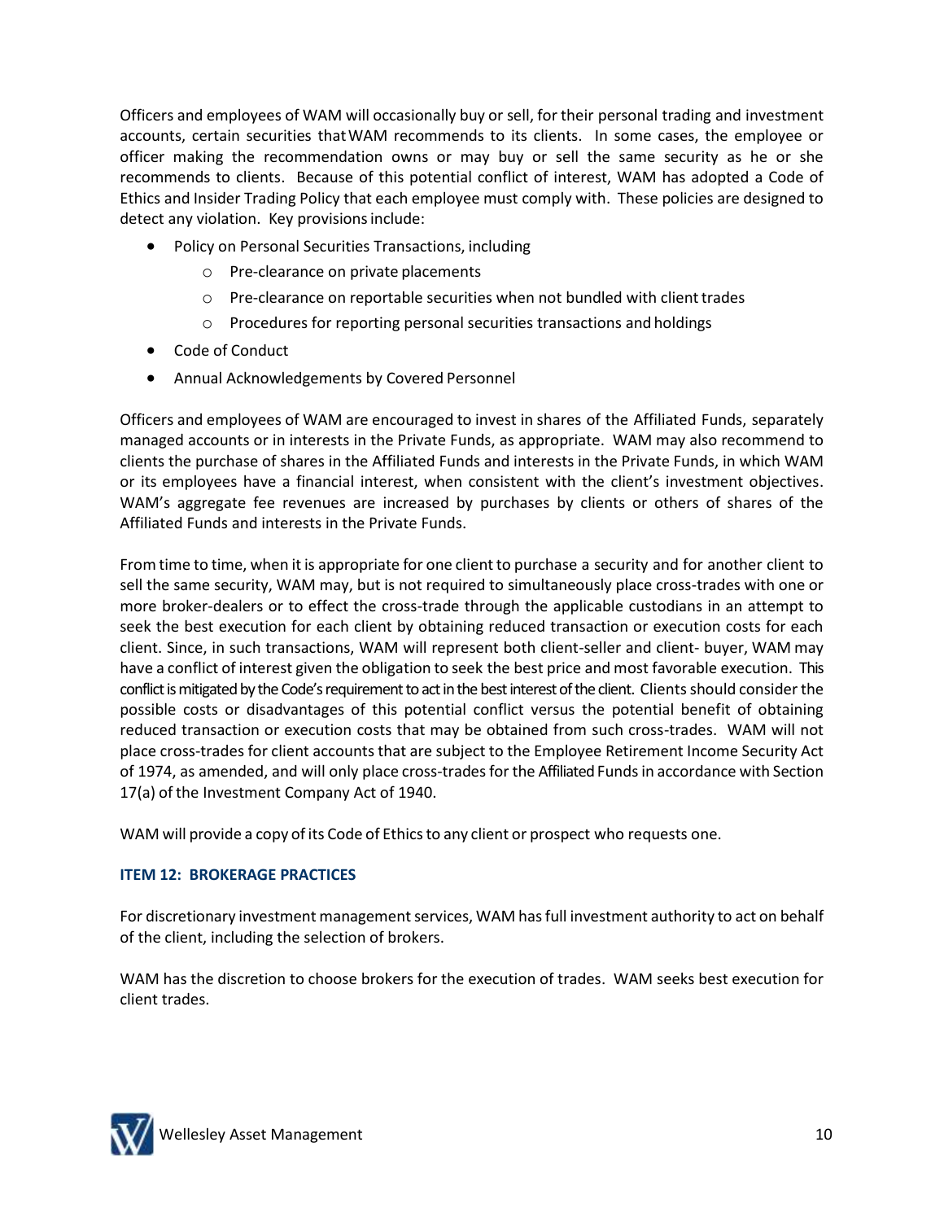Officers and employees of WAM will occasionally buy or sell, for their personal trading and investment accounts, certain securities that WAM recommends to its clients. In some cases, the employee or officer making the recommendation owns or may buy or sell the same security as he or she recommends to clients. Because of this potential conflict of interest, WAM has adopted a Code of Ethics and Insider Trading Policy that each employee must comply with. These policies are designed to detect any violation. Key provisions include:

- Policy on Personal Securities Transactions, including
  - Pre-clearance on private placements
  - Pre-clearance on reportable securities when not bundled with client trades
  - Procedures for reporting personal securities transactions and holdings
- Code of Conduct
- Annual Acknowledgements by Covered Personnel

Officers and employees of WAM are encouraged to invest in shares of the Affiliated Funds, separately managed accounts or in interests in the Private Funds, as appropriate. WAM may also recommend to clients the purchase of shares in the Affiliated Funds and interests in the Private Funds, in which WAM or its employees have a financial interest, when consistent with the client's investment objectives. WAM's aggregate fee revenues are increased by purchases by clients or others of shares of the Affiliated Funds and interests in the Private Funds.

From time to time, when it is appropriate for one client to purchase a security and for another client to sell the same security, WAM may, but is not required to simultaneously place cross-trades with one or more broker-dealers or to effect the cross-trade through the applicable custodians in an attempt to seek the best execution for each client by obtaining reduced transaction or execution costs for each client. Since, in such transactions, WAM will represent both client-seller and client- buyer, WAM may have a conflict of interest given the obligation to seek the best price and most favorable execution. This conflict is mitigated by the Code's requirement to act in the best interest of the client. Clients should consider the possible costs or disadvantages of this potential conflict versus the potential benefit of obtaining reduced transaction or execution costs that may be obtained from such cross-trades. WAM will not place cross-trades for client accounts that are subject to the Employee Retirement Income Security Act of 1974, as amended, and will only place cross-trades for the Affiliated Funds in accordance with Section 17(a) of the Investment Company Act of 1940.

WAM will provide a copy of its Code of Ethics to any client or prospect who requests one.

### ITEM 12: BROKERAGE PRACTICES

For discretionary investment management services, WAM has full investment authority to act on behalf of the client, including the selection of brokers.

WAM has the discretion to choose brokers for the execution of trades. WAM seeks best execution for client trades.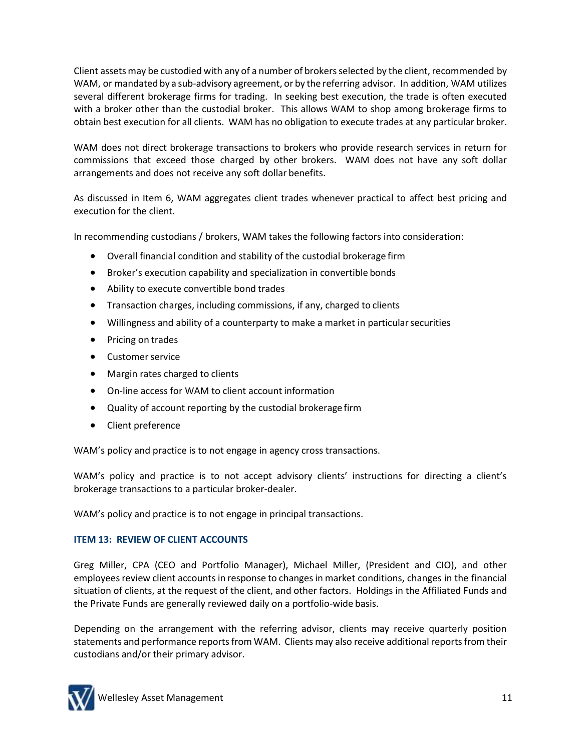Client assets may be custodied with any of a number of brokers selected by the client, recommended by WAM, or mandated by a sub-advisory agreement, or by the referring advisor. In addition, WAM utilizes several different brokerage firms for trading. In seeking best execution, the trade is often executed with a broker other than the custodial broker. This allows WAM to shop among brokerage firms to obtain best execution for all clients. WAM has no obligation to execute trades at any particular broker.

WAM does not direct brokerage transactions to brokers who provide research services in return for commissions that exceed those charged by other brokers. WAM does not have any soft dollar arrangements and does not receive any soft dollar benefits.

As discussed in Item 6, WAM aggregates client trades whenever practical to affect best pricing and execution for the client.

In recommending custodians / brokers, WAM takes the following factors into consideration:

- Overall financial condition and stability of the custodial brokerage firm
- Broker's execution capability and specialization in convertible bonds
- Ability to execute convertible bond trades
- Transaction charges, including commissions, if any, charged to clients
- Willingness and ability of a counterparty to make a market in particular securities
- Pricing on trades
- Customer service
- Margin rates charged to clients
- On-line access for WAM to client account information
- Quality of account reporting by the custodial brokerage firm
- Client preference

WAM's policy and practice is to not engage in agency cross transactions.

WAM's policy and practice is to not accept advisory clients' instructions for directing a client's brokerage transactions to a particular broker-dealer.

WAM's policy and practice is to not engage in principal transactions.

### ITEM 13: REVIEW OF CLIENT ACCOUNTS

Greg Miller, CPA (CEO and Portfolio Manager), Michael Miller, (President and CIO), and other employees review client accounts in response to changes in market conditions, changes in the financial situation of clients, at the request of the client, and other factors. Holdings in the Affiliated Funds and the Private Funds are generally reviewed daily on a portfolio-wide basis.

Depending on the arrangement with the referring advisor, clients may receive quarterly position statements and performance reports from WAM. Clients may also receive additional reports from their custodians and/or their primary advisor.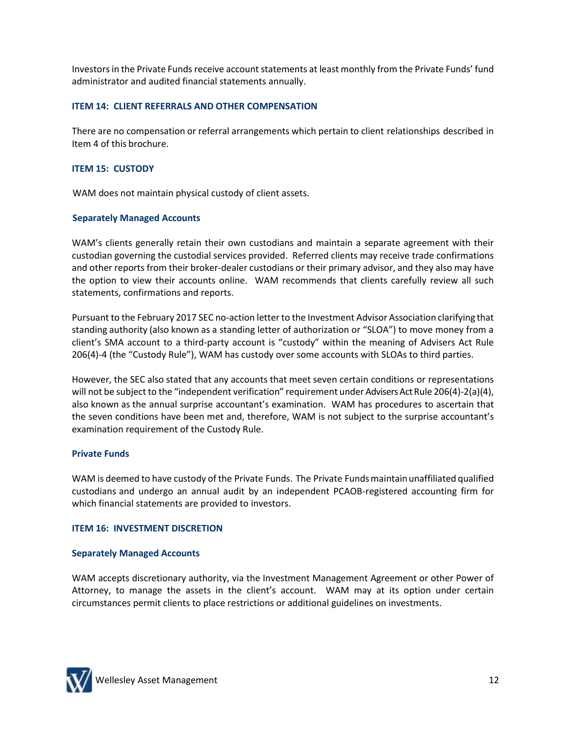Investors in the Private Funds receive account statements at least monthly from the Private Funds' fund administrator and audited financial statements annually.

## ITEM 14: CLIENT REFERRALS AND OTHER COMPENSATION

There are no compensation or referral arrangements which pertain to client relationships described in Item 4 of this brochure.

## ITEM 15: CUSTODY

WAM does not maintain physical custody of client assets.

### Separately Managed Accounts

WAM's clients generally retain their own custodians and maintain a separate agreement with their custodian governing the custodial services provided. Referred clients may receive trade confirmations and other reports from their broker-dealer custodians or their primary advisor, and they also may have the option to view their accounts online. WAM recommends that clients carefully review all such statements, confirmations and reports.

Pursuant to the February 2017 SEC no-action letter to the Investment Advisor Association clarifying that standing authority (also known as a standing letter of authorization or "SLOA") to move money from a client's SMA account to a third-party account is "custody" within the meaning of Advisers Act Rule 206(4)-4 (the "Custody Rule"), WAM has custody over some accounts with SLOAs to third parties.

However, the SEC also stated that any accounts that meet seven certain conditions or representations will not be subject to the "independent verification" requirement under Advisers Act Rule 206(4)-2(a)(4), also known as the annual surprise accountant's examination. WAM has procedures to ascertain that the seven conditions have been met and, therefore, WAM is not subject to the surprise accountant's examination requirement of the Custody Rule.

### Private Funds

WAM is deemed to have custody of the Private Funds. The Private Funds maintain unaffiliated qualified custodians and undergo an annual audit by an independent PCAOB-registered accounting firm for which financial statements are provided to investors.

## ITEM 16: INVESTMENT DISCRETION

### Separately Managed Accounts

WAM accepts discretionary authority, via the Investment Management Agreement or other Power of Attorney, to manage the assets in the client's account. WAM may at its option under certain circumstances permit clients to place restrictions or additional guidelines on investments.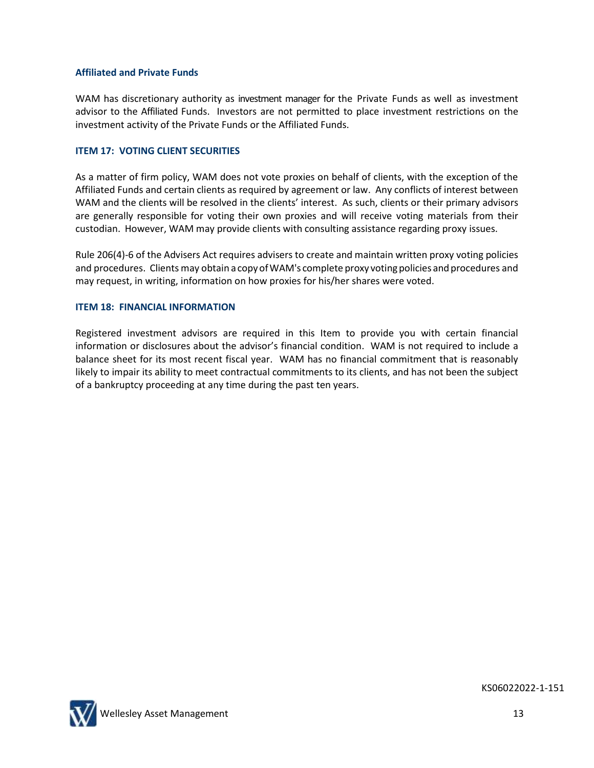### Affiliated and Private Funds

WAM has discretionary authority as investment manager for the Private Funds as well as investment advisor to the Affiliated Funds. Investors are not permitted to place investment restrictions on the investment activity of the Private Funds or the Affiliated Funds.

## ITEM 17: VOTING CLIENT SECURITIES

As a matter of firm policy, WAM does not vote proxies on behalf of clients, with the exception of the Affiliated Funds and certain clients as required by agreement or law. Any conflicts of interest between WAM and the clients will be resolved in the clients' interest. As such, clients or their primary advisors are generally responsible for voting their own proxies and will receive voting materials from their custodian. However, WAM may provide clients with consulting assistance regarding proxy issues.

Rule 206(4)-6 of the Advisers Act requires advisers to create and maintain written proxy voting policies and procedures. Clients may obtain a copy of WAM's complete proxy voting policies and procedures and may request, in writing, information on how proxies for his/her shares were voted.

## ITEM 18: FINANCIAL INFORMATION

Registered investment advisors are required in this Item to provide you with certain financial information or disclosures about the advisor's financial condition. WAM is not required to include a balance sheet for its most recent fiscal year. WAM has no financial commitment that is reasonably likely to impair its ability to meet contractual commitments to its clients, and has not been the subject of a bankruptcy proceeding at any time during the past ten years.